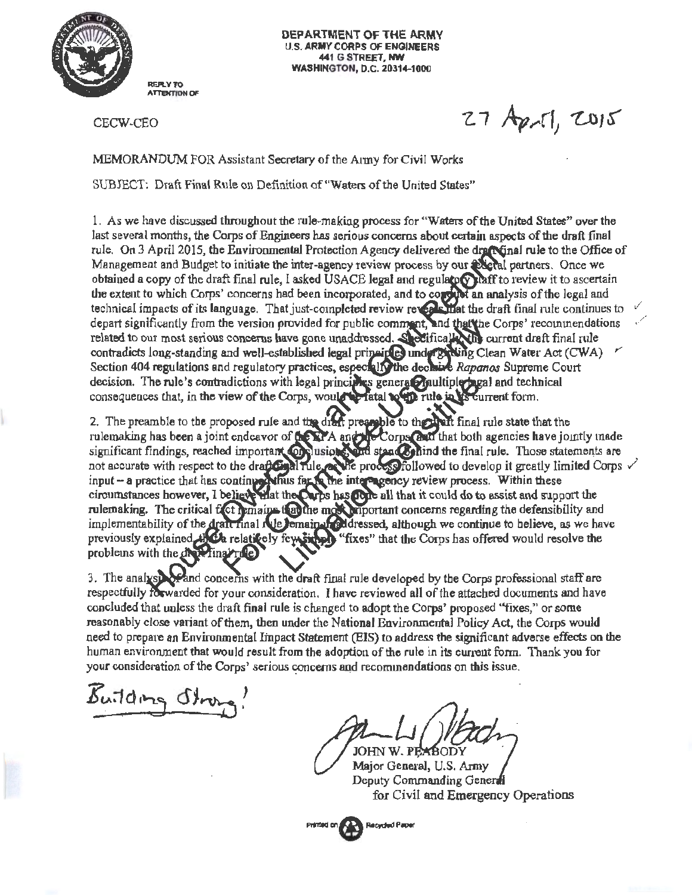**DEPARTMENT OF THE ARMY**
**U.S. ARMY CORPS OF ENGINEERS**
**441 G STREET, NW**
**WASHINGTON, D.C. 20314-1000**

REPLY TO ATTENTION OF

CECW-CEO

27 April, 2015

MEMORANDUM FOR Assistant Secretary of the Army for Civil Works

SUBJECT: Draft Final Rule on Definition of "Waters of the United States"

1. As we have discussed throughout the rule-making process for "Waters of the United States" over the last several months, the Corps of Engineers has serious concerns about certain aspects of the draft final rule. On 3 April 2015, the Environmental Protection Agency delivered the draft final rule to the Office of Management and Budget to initiate the inter-agency review process by our federal partners. Once we obtained a copy of the draft final rule, I asked USACE legal and regulatory staff to review it to ascertain the extent to which Corps' concerns had been incorporated, and to conduct an analysis of the legal and technical impacts of its language. That just-completed review reveals that the draft final rule continues to depart significantly from the version provided for public comment, and that the Corps' recommendations related to our most serious concerns have gone unaddressed. Specifically, the current draft final rule contradicts long-standing and well-established legal principles underlying Clean Water Act (CWA) Section 404 regulations and regulatory practices, especially the decisive *Rapanos* Supreme Court decision. The rule's contradictions with legal principles generate multiple legal and technical consequences that, in the view of the Corps, would be fatal to the rule in its current form.

2. The preamble to the proposed rule and the draft preamble to the draft final rule state that the rulemaking has been a joint endeavor of the EPA and the Corps, and that both agencies have jointly made significant findings, reached important conclusions, and stand behind the final rule. Those statements are not accurate with respect to the draft final rule, as the process followed to develop it greatly limited Corps input – a practice that has continued thus far in the interagency review process. Within these circumstances however, I believe that the Corps has done all that it could do to assist and support the rulemaking. The critical fact remains that the most important concerns regarding the defensibility and implementability of the draft final rule remain unaddressed, although we continue to believe, as we have previously explained, that a relatively few simple "fixes" that the Corps has offered would resolve the problems with the draft final rule.

3. The analysis of and concerns with the draft final rule developed by the Corps professional staff are respectfully forwarded for your consideration. I have reviewed all of the attached documents and have concluded that unless the draft final rule is changed to adopt the Corps' proposed "fixes," or some reasonably close variant of them, then under the National Environmental Policy Act, the Corps would need to prepare an Environmental Impact Statement (EIS) to address the significant adverse effects on the human environment that would result from the adoption of the rule in its current form. Thank you for your consideration of the Corps' serious concerns and recommendations on this issue.

Building Strong!

JOHN W. PEABODY
Major General, U.S. Army
Deputy Commanding General
for Civil and Emergency Operations

House Oversight and Govt Reform
For Committee Use Only
Litigation Sensitive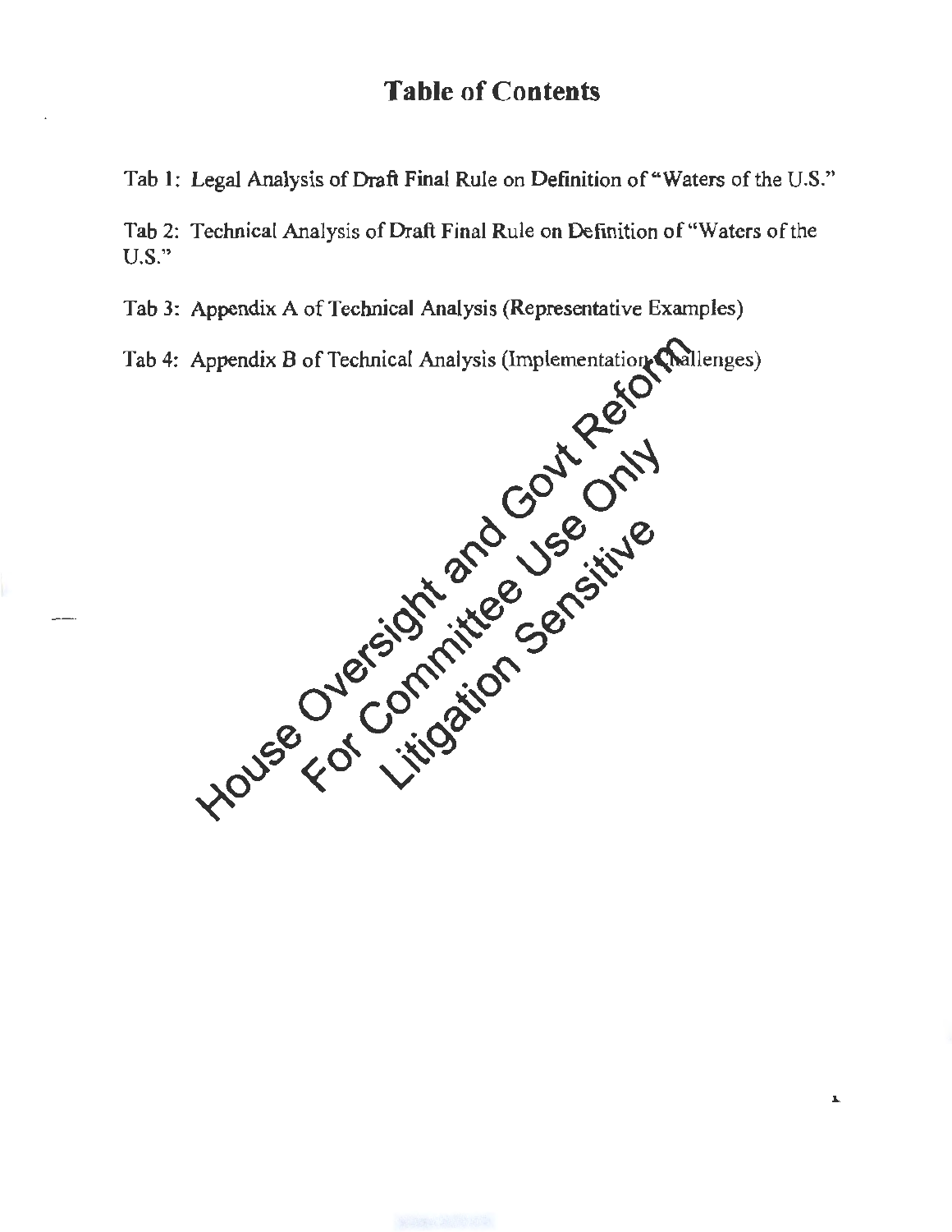# Table of Contents

Tab 1: Legal Analysis of Draft Final Rule on Definition of "Waters of the U.S."

Tab 2: Technical Analysis of Draft Final Rule on Definition of "Waters of the U.S."

Tab 3: Appendix A of Technical Analysis (Representative Examples)

Tab 4: Appendix B of Technical Analysis (Implementation Challenges)

House Oversight and Govt Reform
For Committee Use Only
Litigation Sensitive